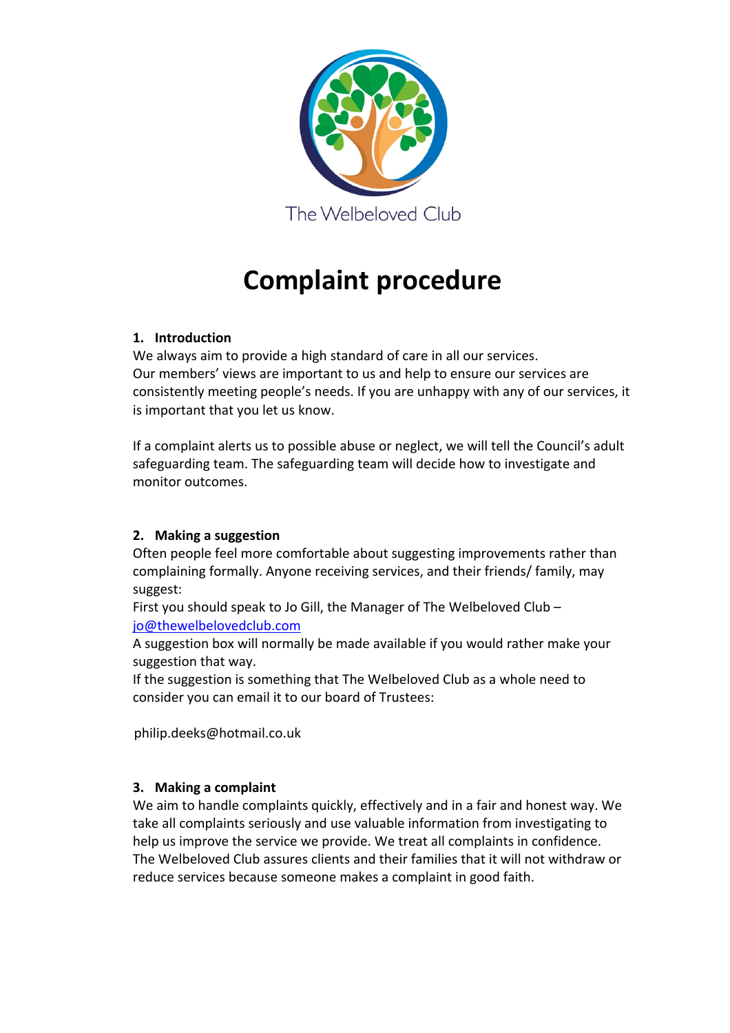The Welbeloved Club

# Complaint procedure

## 1. Introduction

We always aim to provide a high standard of care in all our services.
Our members' views are important to us and help to ensure our services are consistently meeting people's needs. If you are unhappy with any of our services, it is important that you let us know.

If a complaint alerts us to possible abuse or neglect, we will tell the Council's adult safeguarding team. The safeguarding team will decide how to investigate and monitor outcomes.

## 2. Making a suggestion

Often people feel more comfortable about suggesting improvements rather than complaining formally. Anyone receiving services, and their friends/ family, may suggest:
First you should speak to Jo Gill, the Manager of The Welbeloved Club – jo@thewelbelovedclub.com
A suggestion box will normally be made available if you would rather make your suggestion that way.
If the suggestion is something that The Welbeloved Club as a whole need to consider you can email it to our board of Trustees:

philip.deeks@hotmail.co.uk

## 3. Making a complaint

We aim to handle complaints quickly, effectively and in a fair and honest way. We take all complaints seriously and use valuable information from investigating to help us improve the service we provide. We treat all complaints in confidence. The Welbeloved Club assures clients and their families that it will not withdraw or reduce services because someone makes a complaint in good faith.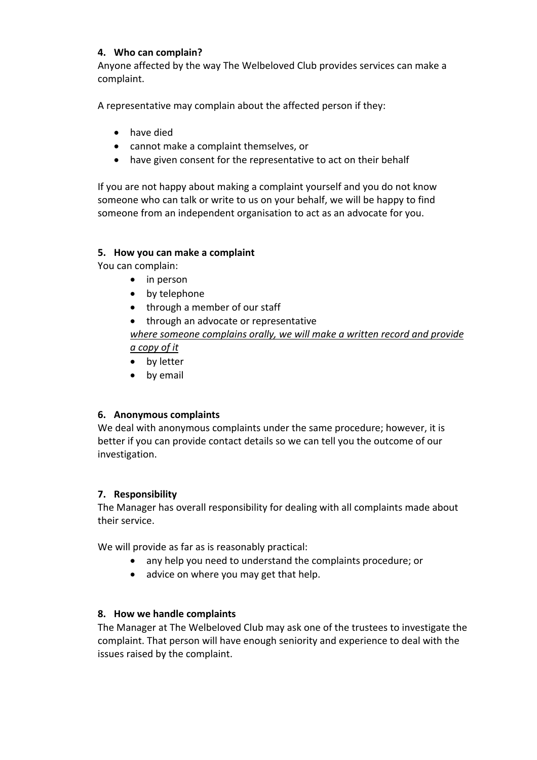**4. Who can complain?**

Anyone affected by the way The Welbeloved Club provides services can make a complaint.

A representative may complain about the affected person if they:

- have died
- cannot make a complaint themselves, or
- have given consent for the representative to act on their behalf

If you are not happy about making a complaint yourself and you do not know someone who can talk or write to us on your behalf, we will be happy to find someone from an independent organisation to act as an advocate for you.

**5. How you can make a complaint**

You can complain:

- in person
- by telephone
- through a member of our staff
- through an advocate or representative

  <u>*where someone complains orally, we will make a written record and provide a copy of it*</u>
- by letter
- by email

**6. Anonymous complaints**

We deal with anonymous complaints under the same procedure; however, it is better if you can provide contact details so we can tell you the outcome of our investigation.

**7. Responsibility**

The Manager has overall responsibility for dealing with all complaints made about their service.

We will provide as far as is reasonably practical:

- any help you need to understand the complaints procedure; or
- advice on where you may get that help.

**8. How we handle complaints**

The Manager at The Welbeloved Club may ask one of the trustees to investigate the complaint. That person will have enough seniority and experience to deal with the issues raised by the complaint.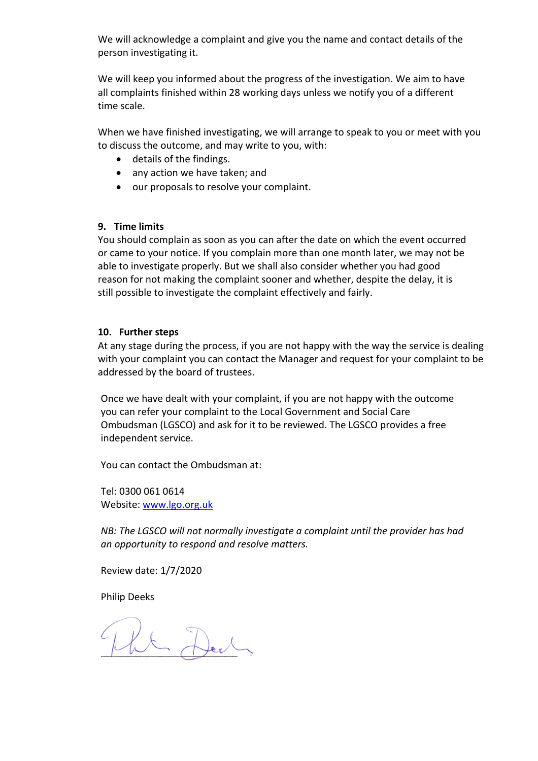We will acknowledge a complaint and give you the name and contact details of the person investigating it.

We will keep you informed about the progress of the investigation. We aim to have all complaints finished within 28 working days unless we notify you of a different time scale.

When we have finished investigating, we will arrange to speak to you or meet with you to discuss the outcome, and may write to you, with:

- details of the findings.
- any action we have taken; and
- our proposals to resolve your complaint.

## 9. Time limits

You should complain as soon as you can after the date on which the event occurred or came to your notice. If you complain more than one month later, we may not be able to investigate properly. But we shall also consider whether you had good reason for not making the complaint sooner and whether, despite the delay, it is still possible to investigate the complaint effectively and fairly.

## 10. Further steps

At any stage during the process, if you are not happy with the way the service is dealing with your complaint you can contact the Manager and request for your complaint to be addressed by the board of trustees.

Once we have dealt with your complaint, if you are not happy with the outcome you can refer your complaint to the Local Government and Social Care Ombudsman (LGSCO) and ask for it to be reviewed. The LGSCO provides a free independent service.

You can contact the Ombudsman at:

Tel: 0300 061 0614
Website: [www.lgo.org.uk](http://www.lgo.org.uk)

*NB: The LGSCO will not normally investigate a complaint until the provider has had an opportunity to respond and resolve matters.*

Review date: 1/7/2020

Philip Deeks